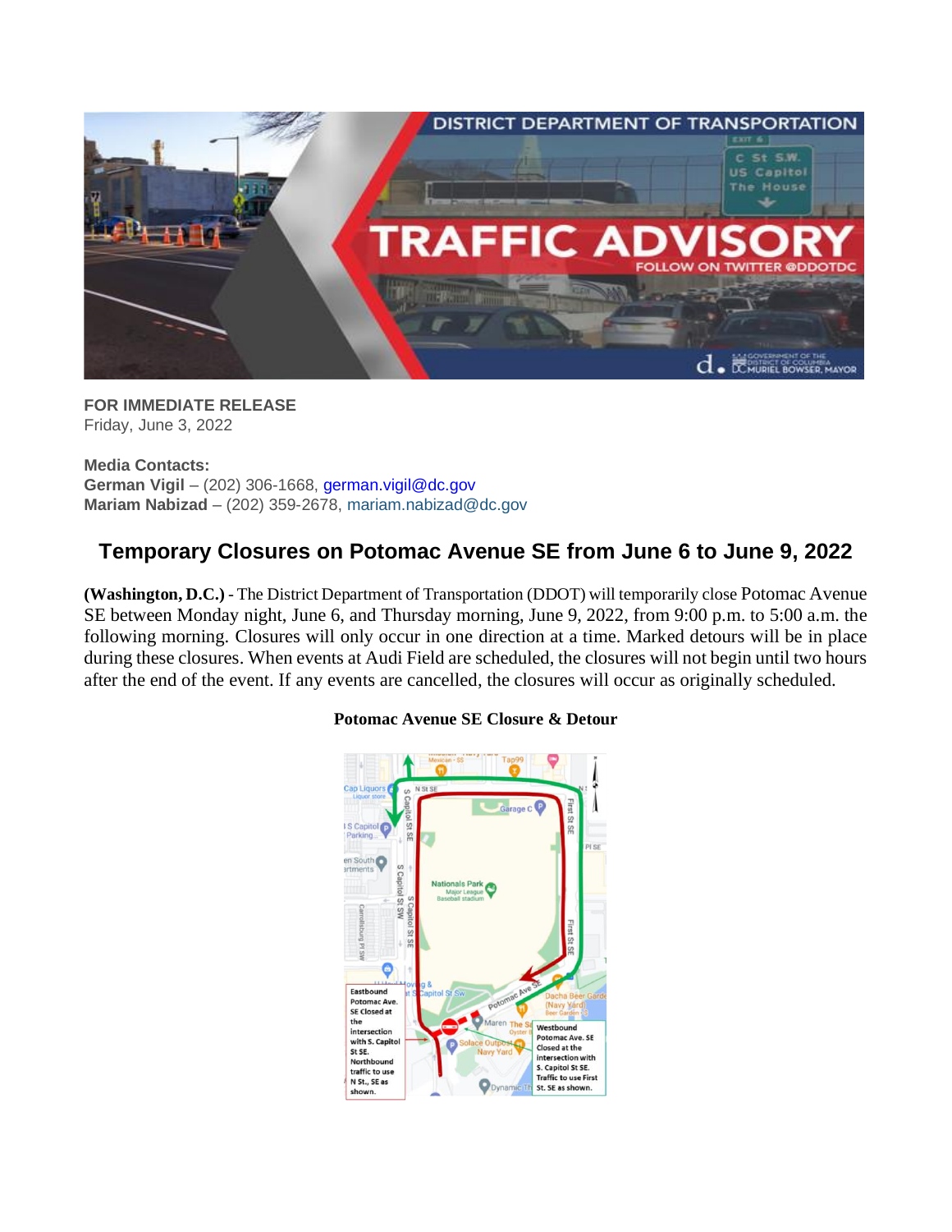FOR IMMEDIATE RELEASE
Friday, June 3, 2022

**Media Contacts:**
**German Vigil** – (202) 306-1668, german.vigil@dc.gov
**Mariam Nabizad** – (202) 359-2678, mariam.nabizad@dc.gov

## Temporary Closures on Potomac Avenue SE from June 6 to June 9, 2022

**(Washington, D.C.)** - The District Department of Transportation (DDOT) will temporarily close Potomac Avenue SE between Monday night, June 6, and Thursday morning, June 9, 2022, from 9:00 p.m. to 5:00 a.m. the following morning. Closures will only occur in one direction at a time. Marked detours will be in place during these closures. When events at Audi Field are scheduled, the closures will not begin until two hours after the end of the event. If any events are cancelled, the closures will occur as originally scheduled.

**Potomac Avenue SE Closure & Detour**

Eastbound Potomac Ave. SE Closed at the intersection with S. Capitol St SE. Northbound traffic to use N St., SE as shown.

Westbound Potomac Ave. SE Closed at the intersection with S. Capitol St SE. Traffic to use First St. SE as shown.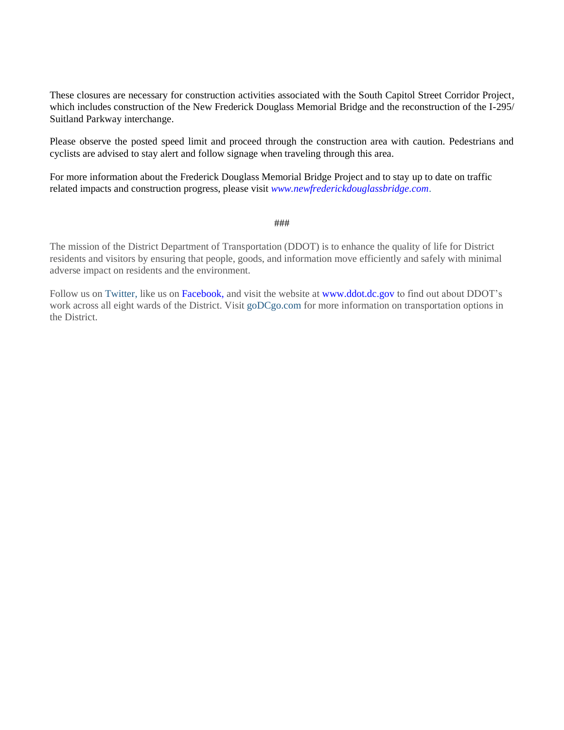These closures are necessary for construction activities associated with the South Capitol Street Corridor Project, which includes construction of the New Frederick Douglass Memorial Bridge and the reconstruction of the I-295/ Suitland Parkway interchange.

Please observe the posted speed limit and proceed through the construction area with caution. Pedestrians and cyclists are advised to stay alert and follow signage when traveling through this area.

For more information about the Frederick Douglass Memorial Bridge Project and to stay up to date on traffic related impacts and construction progress, please visit *www.newfrederickdouglassbridge.com*.

###

The mission of the District Department of Transportation (DDOT) is to enhance the quality of life for District residents and visitors by ensuring that people, goods, and information move efficiently and safely with minimal adverse impact on residents and the environment.

Follow us on Twitter, like us on Facebook, and visit the website at www.ddot.dc.gov to find out about DDOT's work across all eight wards of the District. Visit goDCgo.com for more information on transportation options in the District.